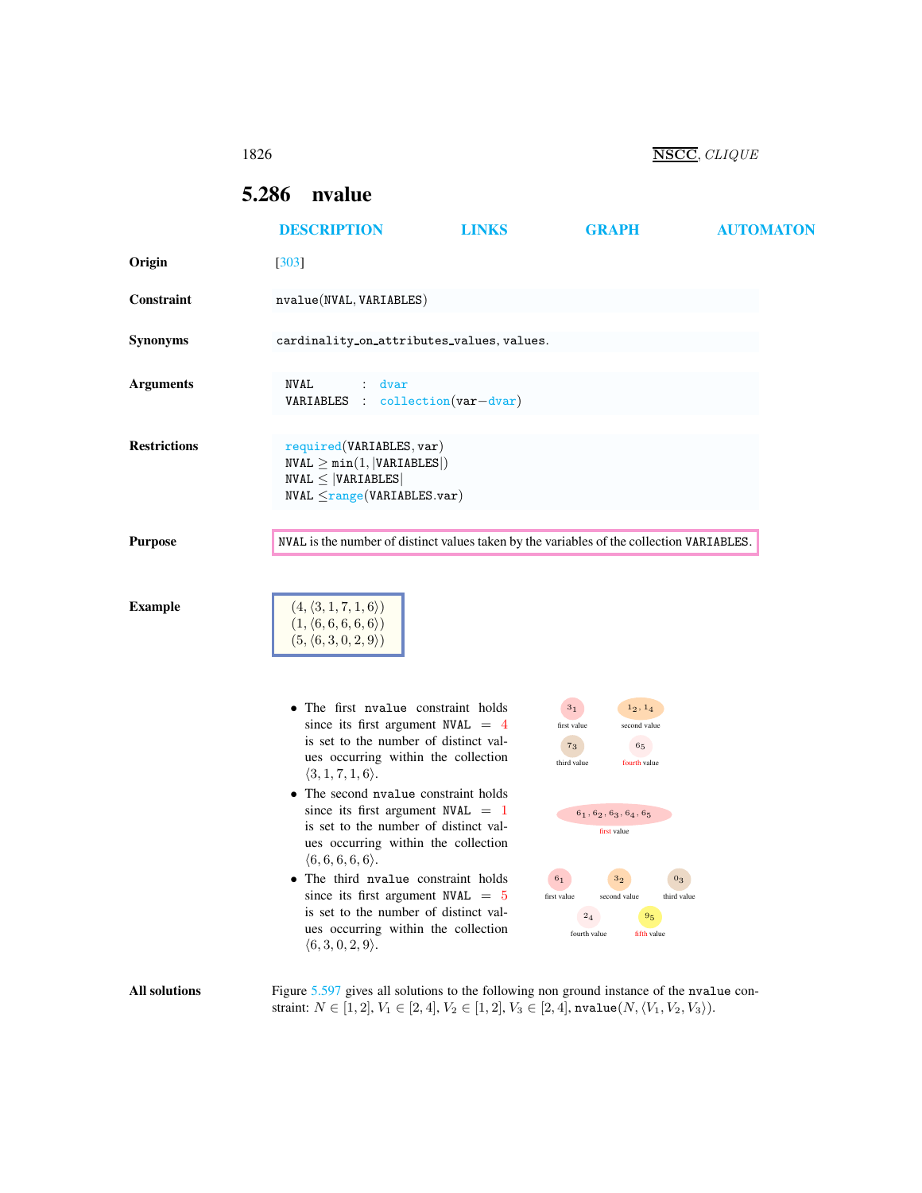## 5.286 nvalue

DESCRIPTION LINKS GRAPH AUTOMATON

**Origin** [303]

**Constraint** nvalue(NVAL, VARIABLES)

**Synonyms** cardinality_on_attributes_values, values.

**Arguments**

```
NVAL      : dvar
VARIABLES : collection(var−dvar)
```

**Restrictions**

```
required(VARIABLES, var)
NVAL ≥ min(1, |VARIABLES|)
NVAL ≤ |VARIABLES|
NVAL ≤range(VARIABLES.var)
```

**Purpose** NVAL is the number of distinct values taken by the variables of the collection VARIABLES.

**Example**

$(4, \langle 3, 1, 7, 1, 6\rangle)$
$(1, \langle 6, 6, 6, 6, 6\rangle)$
$(5, \langle 6, 3, 0, 2, 9\rangle)$

- The first nvalue constraint holds since its first argument NVAL $= 4$ is set to the number of distinct values occurring within the collection $\langle 3, 1, 7, 1, 6\rangle$.
- The second nvalue constraint holds since its first argument NVAL $= 1$ is set to the number of distinct values occurring within the collection $\langle 6, 6, 6, 6, 6\rangle$.
- The third nvalue constraint holds since its first argument NVAL $= 5$ is set to the number of distinct values occurring within the collection $\langle 6, 3, 0, 2, 9\rangle$.

$3_1$ first value; $1_2, 1_4$ second value; $7_3$ third value; $6_5$ fourth value

$6_1, 6_2, 6_3, 6_4, 6_5$ first value

$6_1$ first value; $3_2$ second value; $0_3$ third value; $2_4$ fourth value; $9_5$ fifth value

**All solutions** Figure 5.597 gives all solutions to the following non ground instance of the nvalue constraint: $N \in [1, 2]$, $V_1 \in [2, 4]$, $V_2 \in [1, 2]$, $V_3 \in [2, 4]$, nvalue$(N, \langle V_1, V_2, V_3\rangle)$.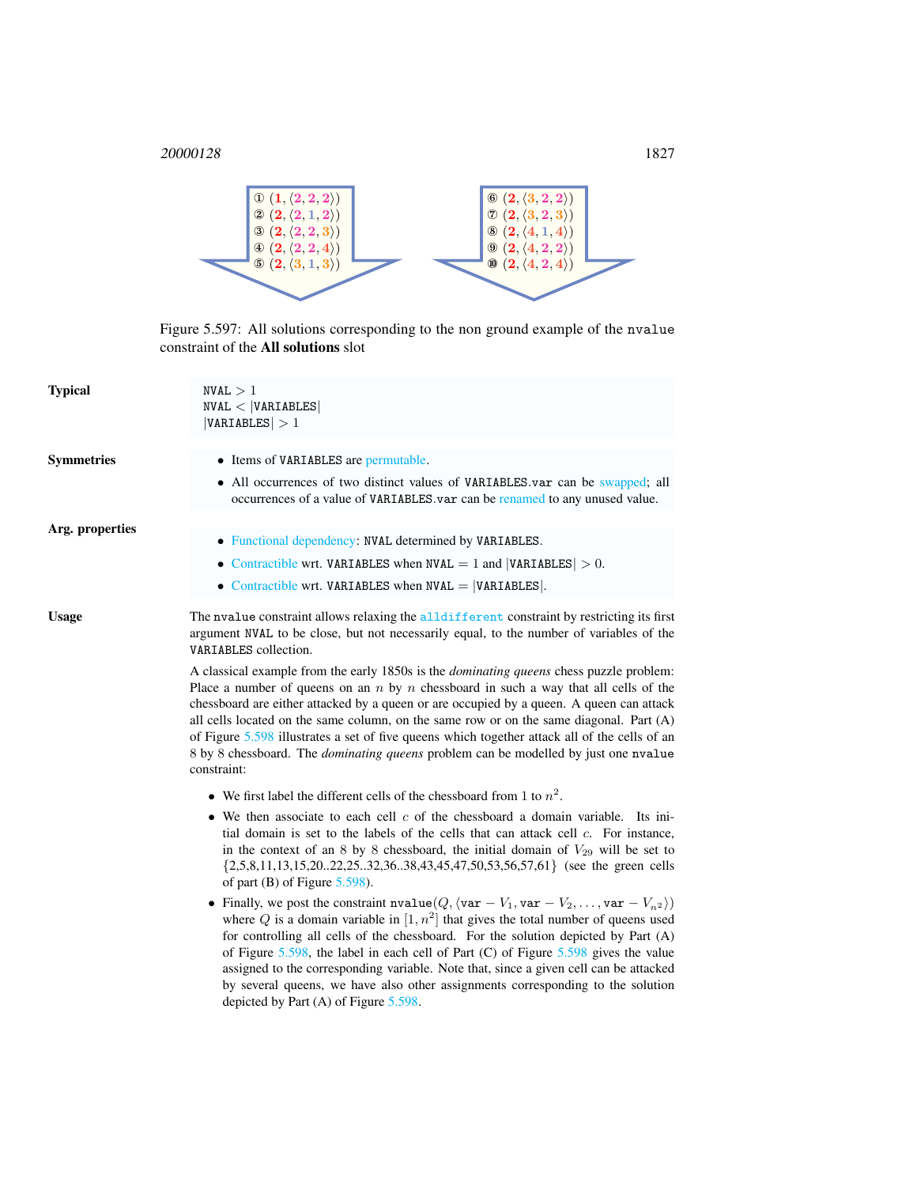① $(1, \langle 2, 2, 2 \rangle)$
② $(2, \langle 2, 1, 2 \rangle)$
③ $(2, \langle 2, 2, 3 \rangle)$
④ $(2, \langle 2, 2, 4 \rangle)$
⑤ $(2, \langle 3, 1, 3 \rangle)$

⑥ $(2, \langle 3, 2, 2 \rangle)$
⑦ $(2, \langle 3, 2, 3 \rangle)$
⑧ $(2, \langle 4, 1, 4 \rangle)$
⑨ $(2, \langle 4, 2, 2 \rangle)$
⑩ $(2, \langle 4, 2, 4 \rangle)$

Figure 5.597: All solutions corresponding to the non ground example of the nvalue constraint of the **All solutions** slot

**Typical**

NVAL $> 1$
NVAL $<$ |VARIABLES|
|VARIABLES| $> 1$

**Symmetries**

- Items of VARIABLES are permutable.
- All occurrences of two distinct values of VARIABLES.var can be swapped; all occurrences of a value of VARIABLES.var can be renamed to any unused value.

**Arg. properties**

- Functional dependency: NVAL determined by VARIABLES.
- Contractible wrt. VARIABLES when NVAL $= 1$ and |VARIABLES| $> 0$.
- Contractible wrt. VARIABLES when NVAL $=$ |VARIABLES|.

**Usage**

The nvalue constraint allows relaxing the alldifferent constraint by restricting its first argument NVAL to be close, but not necessarily equal, to the number of variables of the VARIABLES collection.

A classical example from the early 1850s is the *dominating queens* chess puzzle problem: Place a number of queens on an $n$ by $n$ chessboard in such a way that all cells of the chessboard are either attacked by a queen or are occupied by a queen. A queen can attack all cells located on the same column, on the same row or on the same diagonal. Part (A) of Figure 5.598 illustrates a set of five queens which together attack all of the cells of an 8 by 8 chessboard. The *dominating queens* problem can be modelled by just one nvalue constraint:

- We first label the different cells of the chessboard from 1 to $n^2$.
- We then associate to each cell $c$ of the chessboard a domain variable. Its initial domain is set to the labels of the cells that can attack cell $c$. For instance, in the context of an 8 by 8 chessboard, the initial domain of $V_{29}$ will be set to {2,5,8,11,13,15,20..22,25..32,36..38,43,45,47,50,53,56,57,61} (see the green cells of part (B) of Figure 5.598).
- Finally, we post the constraint nvalue$(Q, \langle \texttt{var} - V_1, \texttt{var} - V_2, \ldots, \texttt{var} - V_{n^2} \rangle)$ where $Q$ is a domain variable in $[1, n^2]$ that gives the total number of queens used for controlling all cells of the chessboard. For the solution depicted by Part (A) of Figure 5.598, the label in each cell of Part (C) of Figure 5.598 gives the value assigned to the corresponding variable. Note that, since a given cell can be attacked by several queens, we have also other assignments corresponding to the solution depicted by Part (A) of Figure 5.598.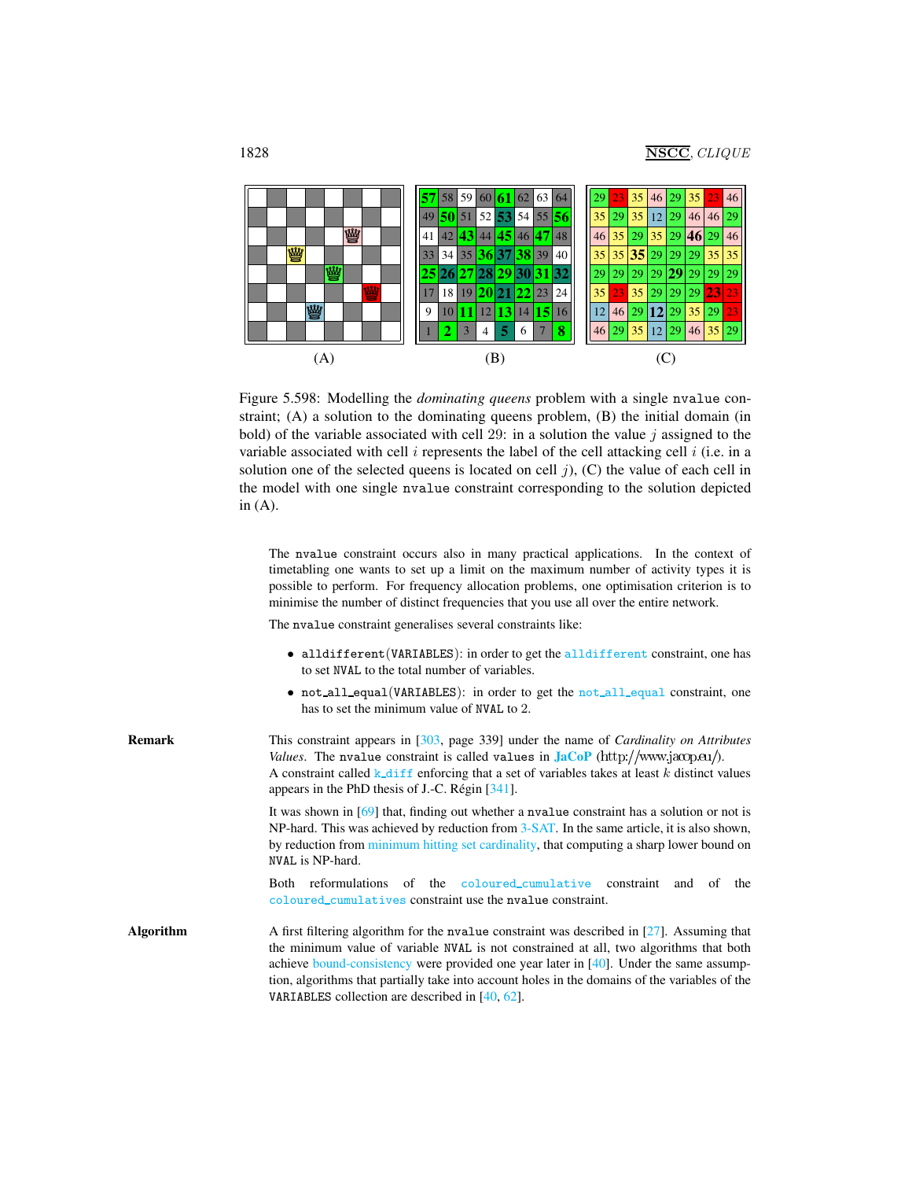Figure 5.598: Modelling the *dominating queens* problem with a single `nvalue` constraint; (A) a solution to the dominating queens problem, (B) the initial domain (in bold) of the variable associated with cell 29: in a solution the value $j$ assigned to the variable associated with cell $i$ represents the label of the cell attacking cell $i$ (i.e. in a solution one of the selected queens is located on cell $j$), (C) the value of each cell in the model with one single `nvalue` constraint corresponding to the solution depicted in (A).

The `nvalue` constraint occurs also in many practical applications. In the context of timetabling one wants to set up a limit on the maximum number of activity types it is possible to perform. For frequency allocation problems, one optimisation criterion is to minimise the number of distinct frequencies that you use all over the entire network.

The `nvalue` constraint generalises several constraints like:

- `alldifferent(VARIABLES)`: in order to get the `alldifferent` constraint, one has to set `NVAL` to the total number of variables.
- `not_all_equal(VARIABLES)`: in order to get the `not_all_equal` constraint, one has to set the minimum value of `NVAL` to 2.

**Remark**

This constraint appears in [303, page 339] under the name of *Cardinality on Attributes Values*. The `nvalue` constraint is called `values` in **JaCoP** (http://www.jacop.eu/). A constraint called `k_diff` enforcing that a set of variables takes at least $k$ distinct values appears in the PhD thesis of J.-C. Régin [341].

It was shown in [69] that, finding out whether a `nvalue` constraint has a solution or not is NP-hard. This was achieved by reduction from 3-SAT. In the same article, it is also shown, by reduction from minimum hitting set cardinality, that computing a sharp lower bound on `NVAL` is NP-hard.

Both reformulations of the `coloured_cumulative` constraint and of the `coloured_cumulatives` constraint use the `nvalue` constraint.

**Algorithm**

A first filtering algorithm for the `nvalue` constraint was described in [27]. Assuming that the minimum value of variable `NVAL` is not constrained at all, two algorithms that both achieve bound-consistency were provided one year later in [40]. Under the same assumption, algorithms that partially take into account holes in the domains of the variables of the `VARIABLES` collection are described in [40, 62].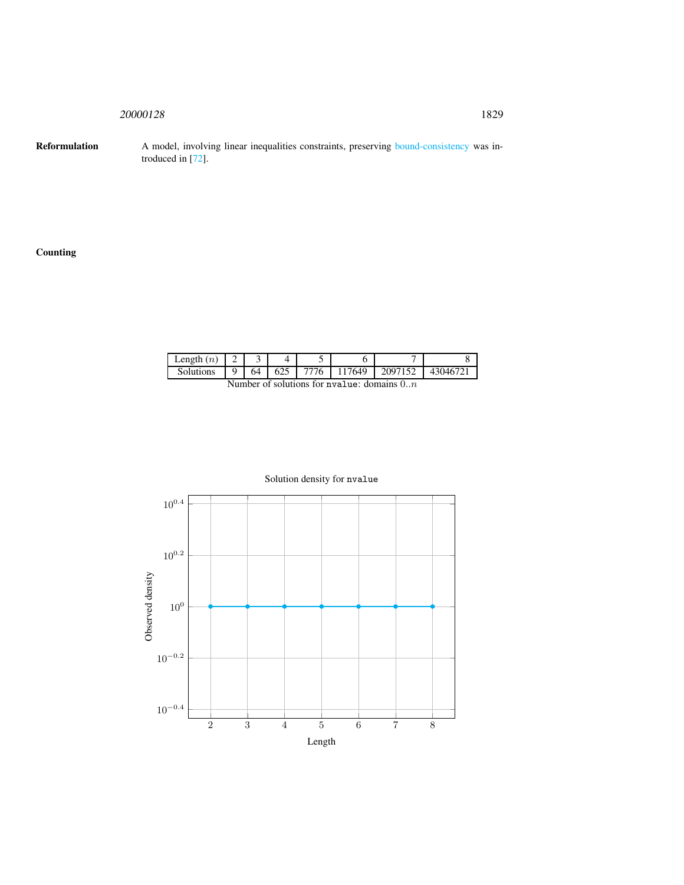**Reformulation** A model, involving linear inequalities constraints, preserving bound-consistency was introduced in [72].

**Counting**

| Length ($n$) | 2 | 3 | 4 | 5 | 6 | 7 | 8 |
|---|---|---|---|---|---|---|---|
| Solutions | 9 | 64 | 625 | 7776 | 117649 | 2097152 | 43046721 |

Number of solutions for `nvalue`: domains $0..n$

Solution density for `nvalue`

| Length | 2 | 3 | 4 | 5 | 6 | 7 | 8 |
|---|---|---|---|---|---|---|---|
| Observed density | $10^0$ | $10^0$ | $10^0$ | $10^0$ | $10^0$ | $10^0$ | $10^0$ |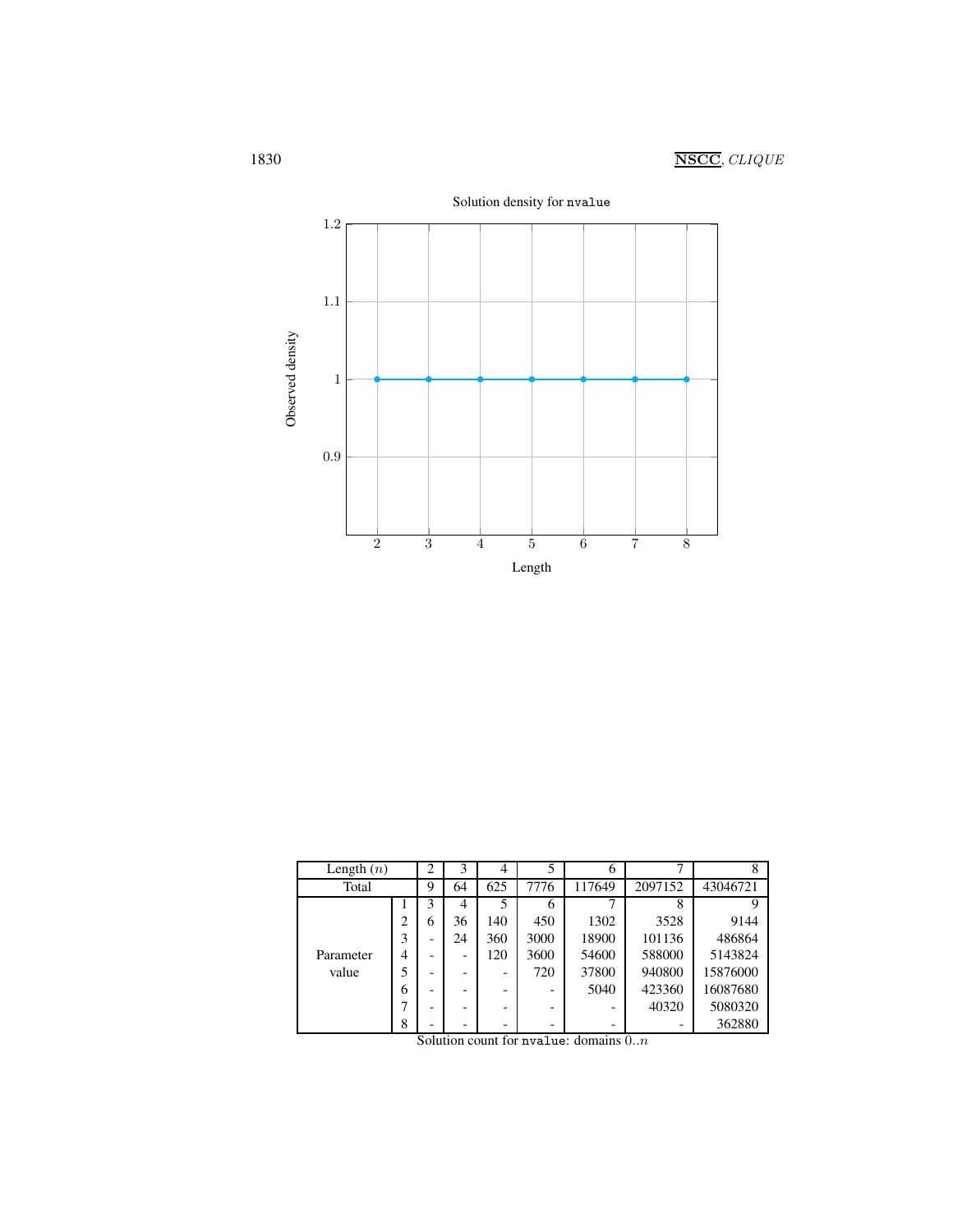Solution density for nvalue

| Length | 2 | 3 | 4 | 5 | 6 | 7 | 8 |
|---|---|---|---|---|---|---|---|
| Observed density | 1 | 1 | 1 | 1 | 1 | 1 | 1 |

| Length ($n$) | | 2 | 3 | 4 | 5 | 6 | 7 | 8 |
|---|---|---|---|---|---|---|---|---|
| Total | | 9 | 64 | 625 | 7776 | 117649 | 2097152 | 43046721 |
| Parameter value | 1 | 3 | 4 | 5 | 6 | 7 | 8 | 9 |
| | 2 | 6 | 36 | 140 | 450 | 1302 | 3528 | 9144 |
| | 3 | - | 24 | 360 | 3000 | 18900 | 101136 | 486864 |
| | 4 | - | - | 120 | 3600 | 54600 | 588000 | 5143824 |
| | 5 | - | - | - | 720 | 37800 | 940800 | 15876000 |
| | 6 | - | - | - | - | 5040 | 423360 | 16087680 |
| | 7 | - | - | - | - | - | 40320 | 5080320 |
| | 8 | - | - | - | - | - | - | 362880 |

Solution count for nvalue: domains $0..n$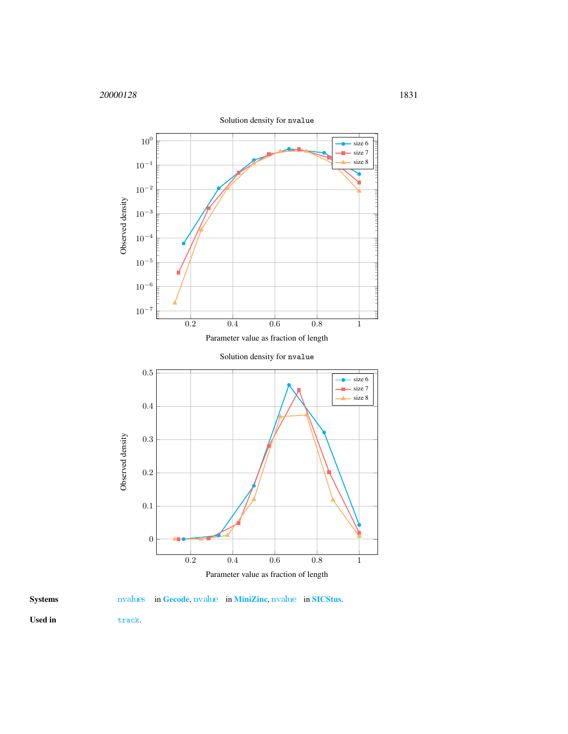Solution density for `nvalue`

Solution density for `nvalue`

**Systems** nvalues in **Gecode**, nvalue in **MiniZinc**, nvalue in **SICStus**.

**Used in** `track`.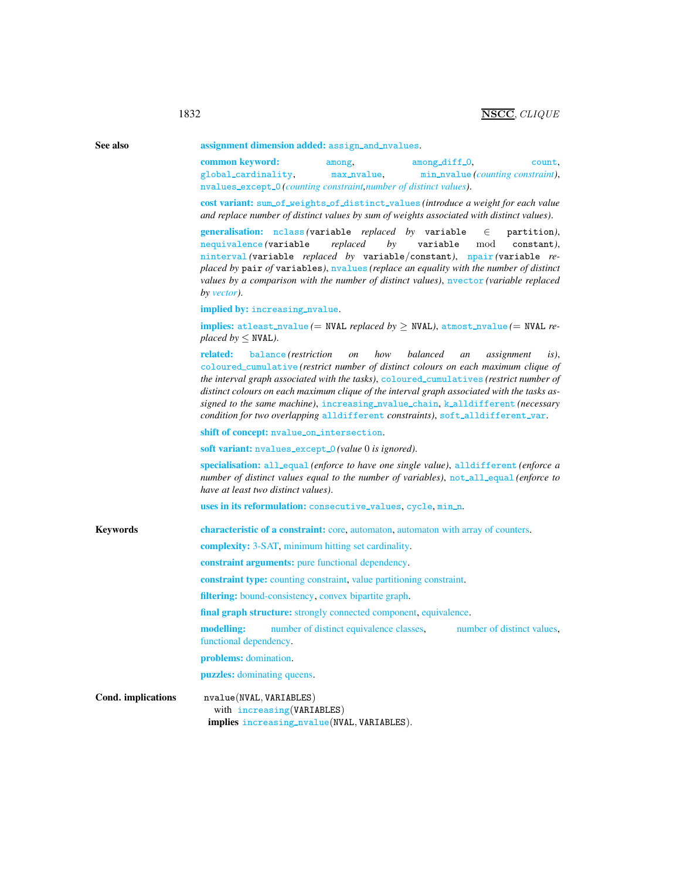**See also**

**assignment dimension added:** assign_and_nvalues.

**common keyword:** among, among_diff_0, count, global_cardinality, max_nvalue, min_nvalue *(counting constraint)*, nvalues_except_0 *(counting constraint,number of distinct values)*.

**cost variant:** sum_of_weights_of_distinct_values *(introduce a weight for each value and replace number of distinct values by sum of weights associated with distinct values)*.

**generalisation:** nclass *(*variable *replaced by* variable $\in$ partition*)*, nequivalence *(*variable *replaced by* variable mod constant*)*, ninterval *(*variable *replaced by* variable/constant*)*, npair *(*variable *replaced by* pair *of* variables*)*, nvalues *(replace an equality with the number of distinct values by a comparison with the number of distinct values)*, nvector *(variable replaced by vector)*.

**implied by:** increasing_nvalue.

**implies:** atleast_nvalue *(*$=$ NVAL *replaced by* $\geq$ NVAL*)*, atmost_nvalue *(*$=$ NVAL *replaced by* $\leq$ NVAL*)*.

**related:** balance *(restriction on how balanced an assignment is)*, coloured_cumulative *(restrict number of distinct colours on each maximum clique of the interval graph associated with the tasks)*, coloured_cumulatives *(restrict number of distinct colours on each maximum clique of the interval graph associated with the tasks assigned to the same machine)*, increasing_nvalue_chain, k_alldifferent *(necessary condition for two overlapping* alldifferent *constraints)*, soft_alldifferent_var.

**shift of concept:** nvalue_on_intersection.

**soft variant:** nvalues_except_0 *(value* 0 *is ignored)*.

**specialisation:** all_equal *(enforce to have one single value)*, alldifferent *(enforce a number of distinct values equal to the number of variables)*, not_all_equal *(enforce to have at least two distinct values)*.

**uses in its reformulation:** consecutive_values, cycle, min_n.

**Keywords**

**characteristic of a constraint:** core, automaton, automaton with array of counters.

**complexity:** 3-SAT, minimum hitting set cardinality.

**constraint arguments:** pure functional dependency.

**constraint type:** counting constraint, value partitioning constraint.

**filtering:** bound-consistency, convex bipartite graph.

**final graph structure:** strongly connected component, equivalence.

**modelling:** number of distinct equivalence classes, number of distinct values, functional dependency.

**problems:** domination.

**puzzles:** dominating queens.

**Cond. implications**

nvalue(NVAL, VARIABLES)
with increasing(VARIABLES)
**implies** increasing_nvalue(NVAL, VARIABLES).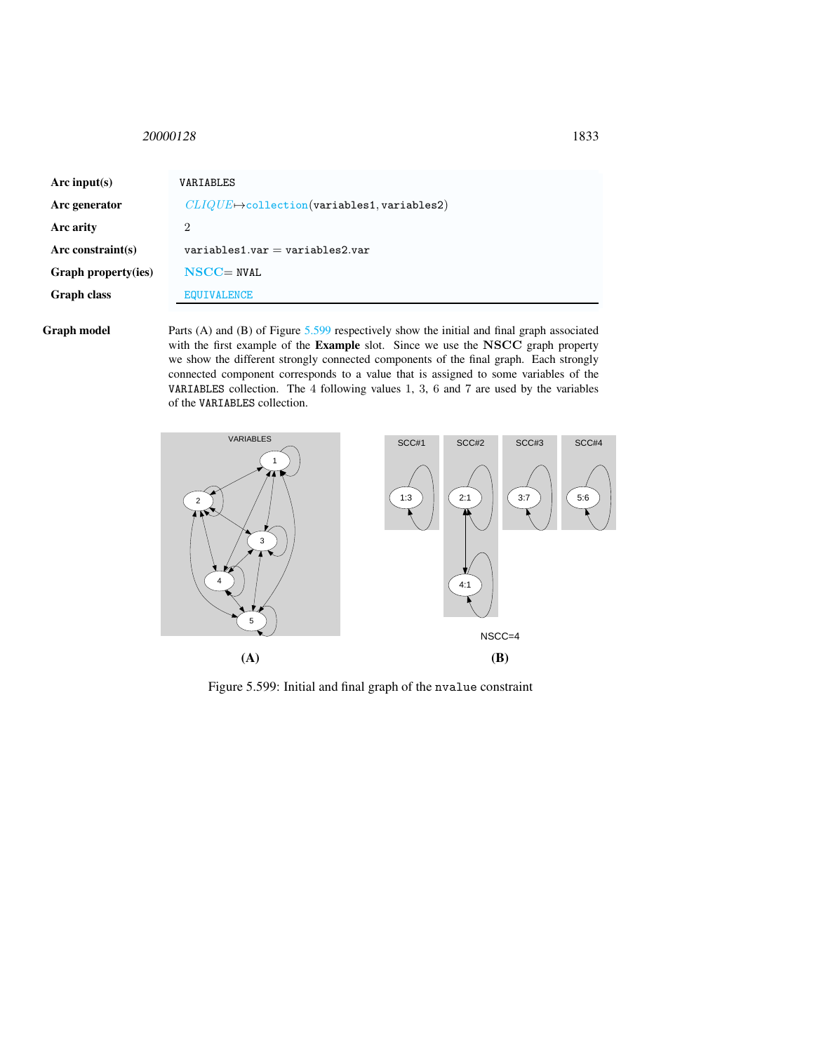| | |
|---|---|
| **Arc input(s)** | VARIABLES |
| **Arc generator** | *CLIQUE*↦collection(variables1, variables2) |
| **Arc arity** | 2 |
| **Arc constraint(s)** | variables1.var = variables2.var |
| **Graph property(ies)** | **NSCC**= NVAL |
| **Graph class** | EQUIVALENCE |

**Graph model** Parts (A) and (B) of Figure 5.599 respectively show the initial and final graph associated with the first example of the **Example** slot. Since we use the **NSCC** graph property we show the different strongly connected components of the final graph. Each strongly connected component corresponds to a value that is assigned to some variables of the VARIABLES collection. The 4 following values 1, 3, 6 and 7 are used by the variables of the VARIABLES collection.

Figure 5.599: Initial and final graph of the nvalue constraint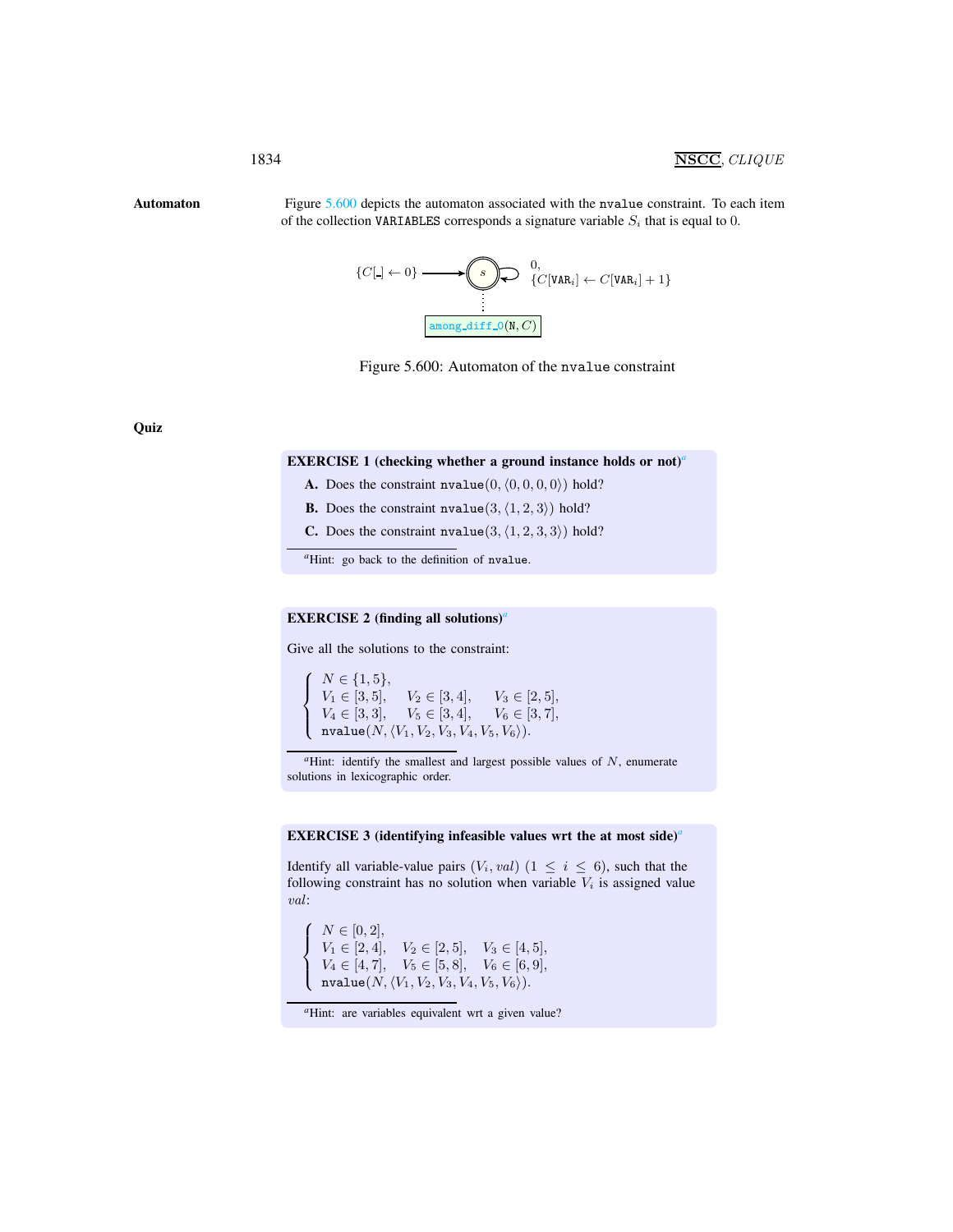**Automaton**

Figure 5.600 depicts the automaton associated with the nvalue constraint. To each item of the collection VARIABLES corresponds a signature variable $S_i$ that is equal to 0.

$\{C[\_] \leftarrow 0\}$ → $s$ with self-loop: $0$, $\{C[\texttt{VAR}_i] \leftarrow C[\texttt{VAR}_i] + 1\}$

among_diff_0(N, $C$)

Figure 5.600: Automaton of the nvalue constraint

**Quiz**

**EXERCISE 1 (checking whether a ground instance holds or not)**[a]

**A.** Does the constraint $\texttt{nvalue}(0, \langle 0, 0, 0, 0 \rangle)$ hold?

**B.** Does the constraint $\texttt{nvalue}(3, \langle 1, 2, 3 \rangle)$ hold?

**C.** Does the constraint $\texttt{nvalue}(3, \langle 1, 2, 3, 3 \rangle)$ hold?

[a]Hint: go back to the definition of nvalue.

**EXERCISE 2 (finding all solutions)**[a]

Give all the solutions to the constraint:

$$\left\{\begin{array}{lll} N \in \{1, 5\}, & & \\ V_1 \in [3, 5], & V_2 \in [3, 4], & V_3 \in [2, 5], \\ V_4 \in [3, 3], & V_5 \in [3, 4], & V_6 \in [3, 7], \\ \texttt{nvalue}(N, \langle V_1, V_2, V_3, V_4, V_5, V_6 \rangle). & & \end{array}\right.$$

[a]Hint: identify the smallest and largest possible values of $N$, enumerate solutions in lexicographic order.

**EXERCISE 3 (identifying infeasible values wrt the at most side)**[a]

Identify all variable-value pairs $(V_i, val)$ $(1 \leq i \leq 6)$, such that the following constraint has no solution when variable $V_i$ is assigned value $val$:

$$\left\{\begin{array}{lll} N \in [0, 2], & & \\ V_1 \in [2, 4], & V_2 \in [2, 5], & V_3 \in [4, 5], \\ V_4 \in [4, 7], & V_5 \in [5, 8], & V_6 \in [6, 9], \\ \texttt{nvalue}(N, \langle V_1, V_2, V_3, V_4, V_5, V_6 \rangle). & & \end{array}\right.$$

[a]Hint: are variables equivalent wrt a given value?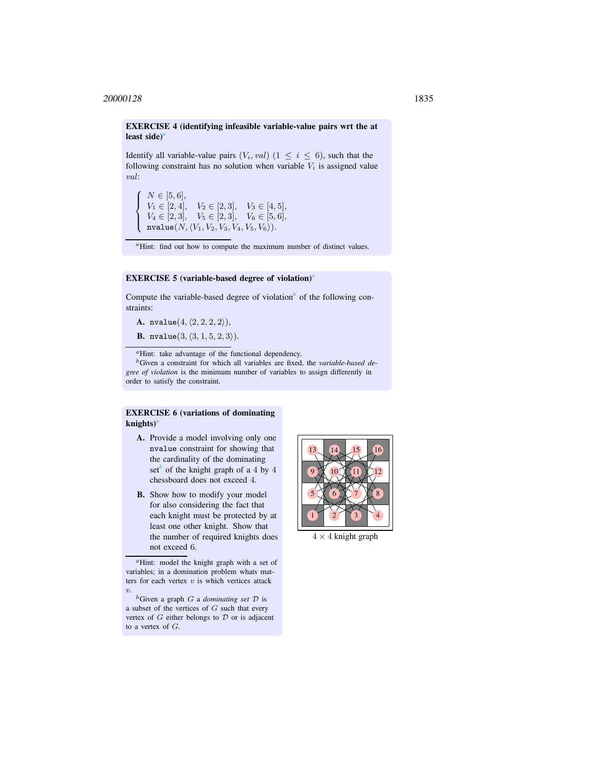**EXERCISE 4 (identifying infeasible variable-value pairs wrt the at least side)**[a]

Identify all variable-value pairs $(V_i, val)$ $(1 \leq i \leq 6)$, such that the following constraint has no solution when variable $V_i$ is assigned value $val$:

$$\begin{cases} N \in [5,6], \\ V_1 \in [2,4], \quad V_2 \in [2,3], \quad V_3 \in [4,5], \\ V_4 \in [2,3], \quad V_5 \in [2,3], \quad V_6 \in [5,6], \\ \texttt{nvalue}(N, \langle V_1, V_2, V_3, V_4, V_5, V_6 \rangle). \end{cases}$$

[a] Hint: find out how to compute the maximum number of distinct values.

**EXERCISE 5 (variable-based degree of violation)**[a]

Compute the variable-based degree of violation[b] of the following constraints:

**A.** $\texttt{nvalue}(4, \langle 2, 2, 2, 2 \rangle)$,

**B.** $\texttt{nvalue}(3, \langle 3, 1, 5, 2, 3 \rangle)$.

[a] Hint: take advantage of the functional dependency.

[b] Given a constraint for which all variables are fixed, the *variable-based degree of violation* is the minimum number of variables to assign differently in order to satisfy the constraint.

**EXERCISE 6 (variations of dominating knights)**[a]

**A.** Provide a model involving only one `nvalue` constraint for showing that the cardinality of the dominating set[b] of the knight graph of a 4 by 4 chessboard does not exceed 4.

**B.** Show how to modify your model for also considering the fact that each knight must be protected by at least one other knight. Show that the number of required knights does not exceed 6.

[a] Hint: model the knight graph with a set of variables; in a domination problem whats matters for each vertex $v$ is which vertices attack $v$.

[b] Given a graph $G$ a *dominating set* $\mathcal{D}$ is a subset of the vertices of $G$ such that every vertex of $G$ either belongs to $\mathcal{D}$ or is adjacent to a vertex of $G$.

$4 \times 4$ knight graph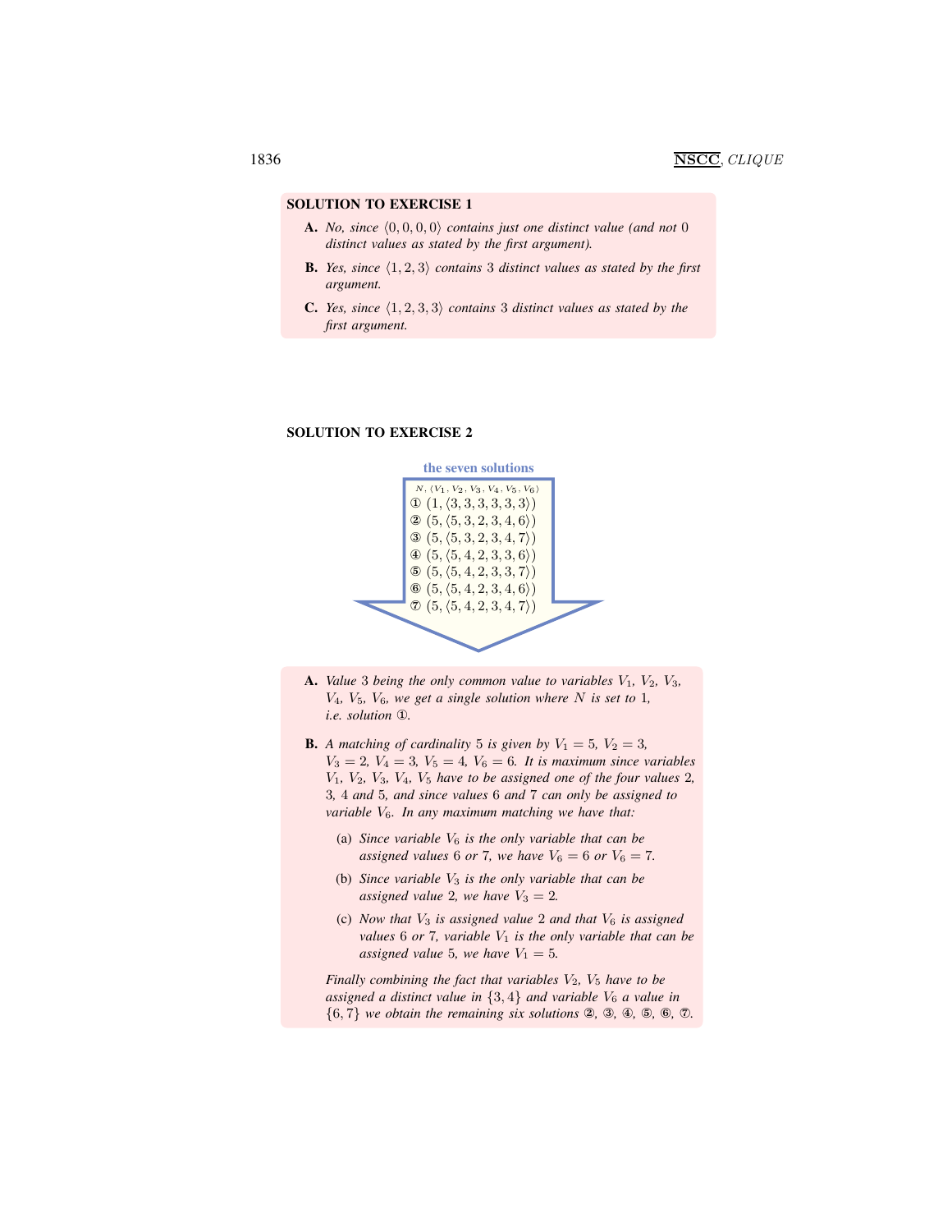**SOLUTION TO EXERCISE 1**

**A.** *No, since* $\langle 0, 0, 0, 0\rangle$ *contains just one distinct value (and not* $0$ *distinct values as stated by the first argument).*

**B.** *Yes, since* $\langle 1, 2, 3\rangle$ *contains* $3$ *distinct values as stated by the first argument.*

**C.** *Yes, since* $\langle 1, 2, 3, 3\rangle$ *contains* $3$ *distinct values as stated by the first argument.*

**SOLUTION TO EXERCISE 2**

**the seven solutions**

$N, \langle V_1, V_2, V_3, V_4, V_5, V_6\rangle$

① $(1, \langle 3, 3, 3, 3, 3, 3\rangle)$
② $(5, \langle 5, 3, 2, 3, 4, 6\rangle)$
③ $(5, \langle 5, 3, 2, 3, 4, 7\rangle)$
④ $(5, \langle 5, 4, 2, 3, 3, 6\rangle)$
⑤ $(5, \langle 5, 4, 2, 3, 3, 7\rangle)$
⑥ $(5, \langle 5, 4, 2, 3, 4, 6\rangle)$
⑦ $(5, \langle 5, 4, 2, 3, 4, 7\rangle)$

**A.** *Value* $3$ *being the only common value to variables* $V_1$, $V_2$, $V_3$, $V_4$, $V_5$, $V_6$, *we get a single solution where* $N$ *is set to* $1$, *i.e. solution ①.*

**B.** *A matching of cardinality* $5$ *is given by* $V_1 = 5$, $V_2 = 3$, $V_3 = 2$, $V_4 = 3$, $V_5 = 4$, $V_6 = 6$. *It is maximum since variables* $V_1$, $V_2$, $V_3$, $V_4$, $V_5$ *have to be assigned one of the four values* $2$, $3$, $4$ *and* $5$, *and since values* $6$ *and* $7$ *can only be assigned to variable* $V_6$. *In any maximum matching we have that:*

(a) *Since variable* $V_6$ *is the only variable that can be assigned values* $6$ *or* $7$, *we have* $V_6 = 6$ *or* $V_6 = 7$.

(b) *Since variable* $V_3$ *is the only variable that can be assigned value* $2$, *we have* $V_3 = 2$.

(c) *Now that* $V_3$ *is assigned value* $2$ *and that* $V_6$ *is assigned values* $6$ *or* $7$, *variable* $V_1$ *is the only variable that can be assigned value* $5$, *we have* $V_1 = 5$.

*Finally combining the fact that variables* $V_2$, $V_5$ *have to be assigned a distinct value in* $\{3, 4\}$ *and variable* $V_6$ *a value in* $\{6, 7\}$ *we obtain the remaining six solutions ②, ③, ④, ⑤, ⑥, ⑦.*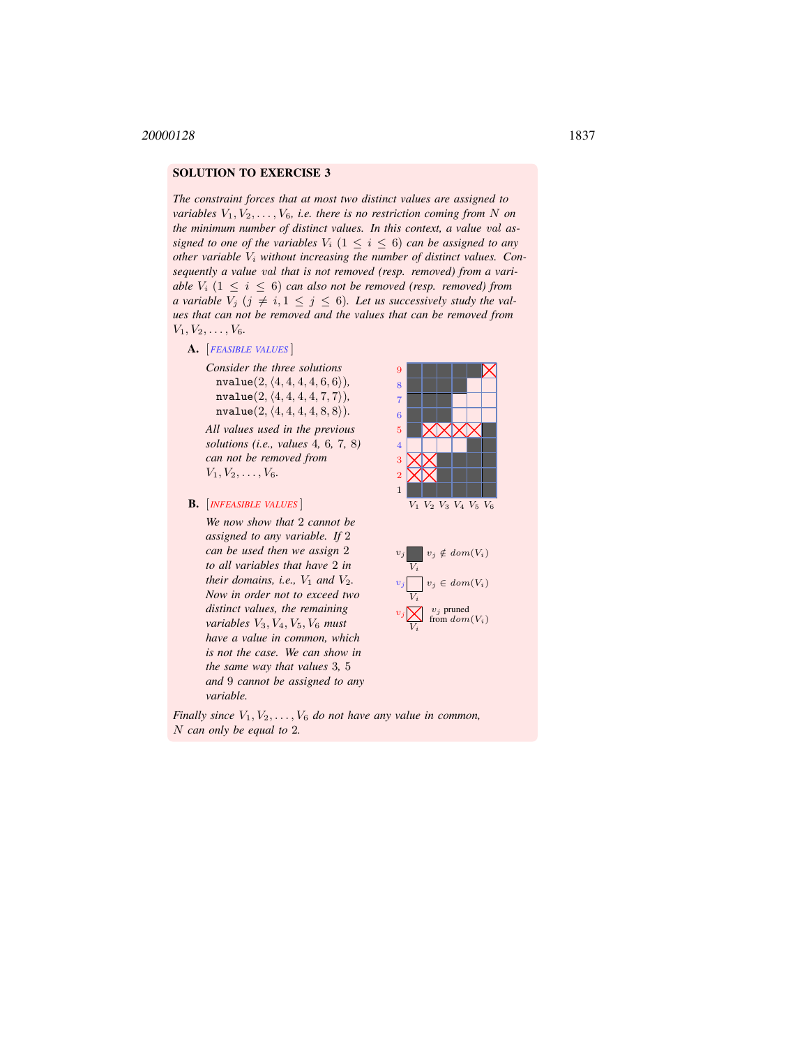**SOLUTION TO EXERCISE 3**

*The constraint forces that at most two distinct values are assigned to variables $V_1, V_2, \ldots, V_6$, i.e. there is no restriction coming from $N$ on the minimum number of distinct values. In this context, a value $val$ assigned to one of the variables $V_i$ $(1 \leq i \leq 6)$ can be assigned to any other variable $V_i$ without increasing the number of distinct values. Consequently a value $val$ that is not removed (resp. removed) from a variable $V_i$ $(1 \leq i \leq 6)$ can also not be removed (resp. removed) from a variable $V_j$ $(j \neq i, 1 \leq j \leq 6)$. Let us successively study the values that can not be removed and the values that can be removed from $V_1, V_2, \ldots, V_6$.*

**A.** [*FEASIBLE VALUES*]

*Consider the three solutions*
nvalue$(2, \langle 4, 4, 4, 4, 6, 6 \rangle)$,
nvalue$(2, \langle 4, 4, 4, 4, 7, 7 \rangle)$,
nvalue$(2, \langle 4, 4, 4, 4, 8, 8 \rangle)$.

*All values used in the previous solutions (i.e., values 4, 6, 7, 8) can not be removed from $V_1, V_2, \ldots, V_6$.*

**B.** [*INFEASIBLE VALUES*]

*We now show that 2 cannot be assigned to any variable. If 2 can be used then we assign 2 to all variables that have 2 in their domains, i.e., $V_1$ and $V_2$. Now in order not to exceed two distinct values, the remaining variables $V_3, V_4, V_5, V_6$ must have a value in common, which is not the case. We can show in the same way that values 3, 5 and 9 cannot be assigned to any variable.*

*Finally since $V_1, V_2, \ldots, V_6$ do not have any value in common, $N$ can only be equal to 2.*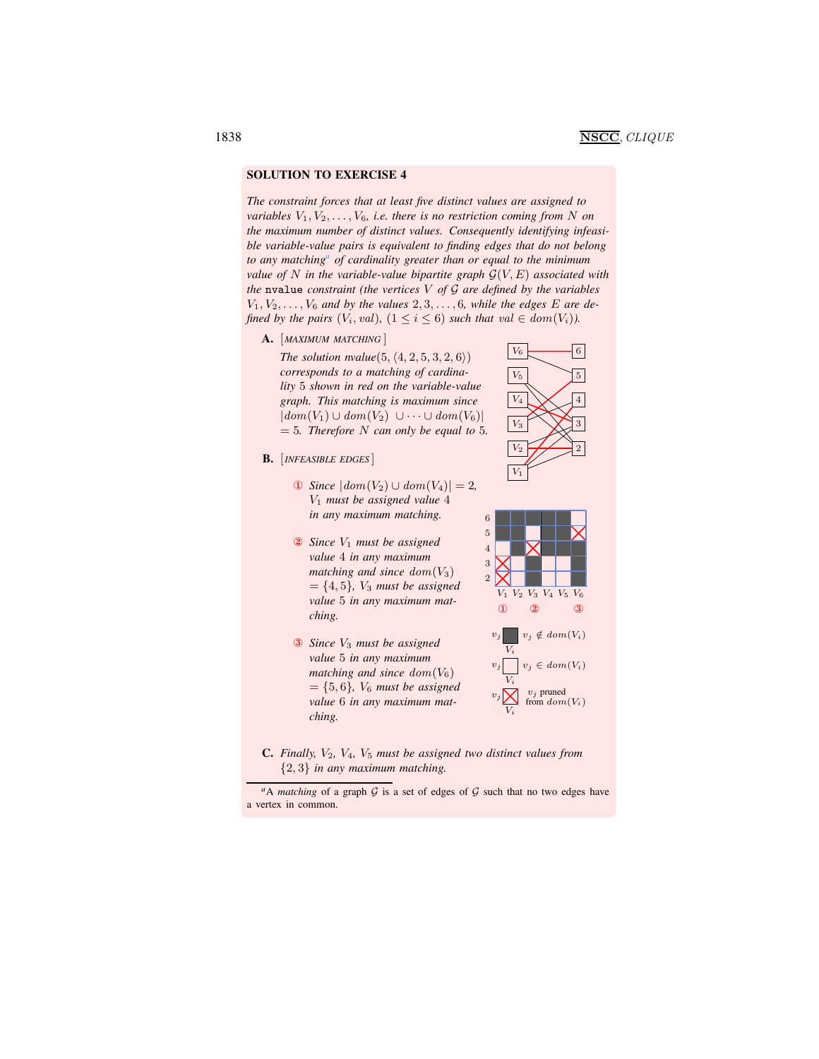## SOLUTION TO EXERCISE 4

*The constraint forces that at least five distinct values are assigned to variables $V_1, V_2, \ldots, V_6$, i.e. there is no restriction coming from $N$ on the maximum number of distinct values. Consequently identifying infeasible variable-value pairs is equivalent to finding edges that do not belong to any matching*[a] *of cardinality greater than or equal to the minimum value of $N$ in the variable-value bipartite graph $\mathcal{G}(V, E)$ associated with the* `nvalue` *constraint (the vertices $V$ of $\mathcal{G}$ are defined by the variables $V_1, V_2, \ldots, V_6$ and by the values $2, 3, \ldots, 6$, while the edges $E$ are defined by the pairs $(V_i, val)$, $(1 \leq i \leq 6)$ such that $val \in dom(V_i)$).*

**A.** [MAXIMUM MATCHING]

*The solution nvalue$(5, \langle 4, 2, 5, 3, 2, 6\rangle)$ corresponds to a matching of cardinality 5 shown in red on the variable-value graph. This matching is maximum since $|dom(V_1) \cup dom(V_2) \cup \cdots \cup dom(V_6)| = 5$. Therefore $N$ can only be equal to 5.*

**B.** [INFEASIBLE EDGES]

① *Since $|dom(V_2) \cup dom(V_4)| = 2$, $V_1$ must be assigned value 4 in any maximum matching.*

② *Since $V_1$ must be assigned value 4 in any maximum matching and since $dom(V_3) = \{4, 5\}$, $V_3$ must be assigned value 5 in any maximum matching.*

③ *Since $V_3$ must be assigned value 5 in any maximum matching and since $dom(V_6) = \{5, 6\}$, $V_6$ must be assigned value 6 in any maximum matching.*

$v_j$ ■ $V_i$: $v_j \notin dom(V_i)$

$v_j$ □ $V_i$: $v_j \in dom(V_i)$

$v_j$ ☒ $V_i$: $v_j$ pruned from $dom(V_i)$

**C.** *Finally, $V_2$, $V_4$, $V_5$ must be assigned two distinct values from $\{2, 3\}$ in any maximum matching.*

[a] A *matching* of a graph $\mathcal{G}$ is a set of edges of $\mathcal{G}$ such that no two edges have a vertex in common.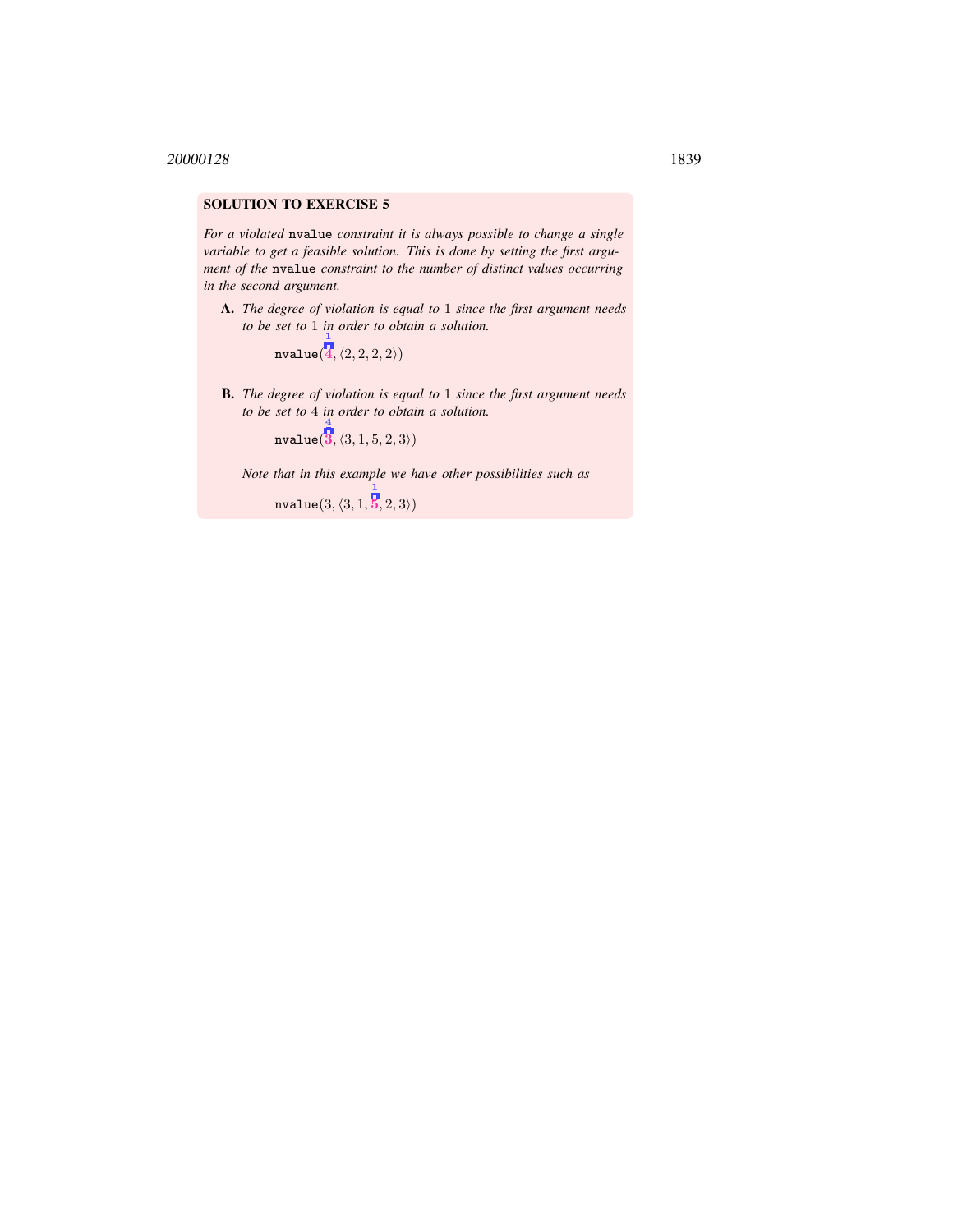**SOLUTION TO EXERCISE 5**

*For a violated* `nvalue` *constraint it is always possible to change a single variable to get a feasible solution. This is done by setting the first argument of the* `nvalue` *constraint to the number of distinct values occurring in the second argument.*

**A.** *The degree of violation is equal to* $1$ *since the first argument needs to be set to* $1$ *in order to obtain a solution.*

$\texttt{nvalue}(\overset{1}{4}, \langle 2, 2, 2, 2\rangle)$

**B.** *The degree of violation is equal to* $1$ *since the first argument needs to be set to* $4$ *in order to obtain a solution.*

$\texttt{nvalue}(\overset{4}{3}, \langle 3, 1, 5, 2, 3\rangle)$

*Note that in this example we have other possibilities such as*

$\texttt{nvalue}(3, \langle 3, 1, \overset{1}{5}, 2, 3\rangle)$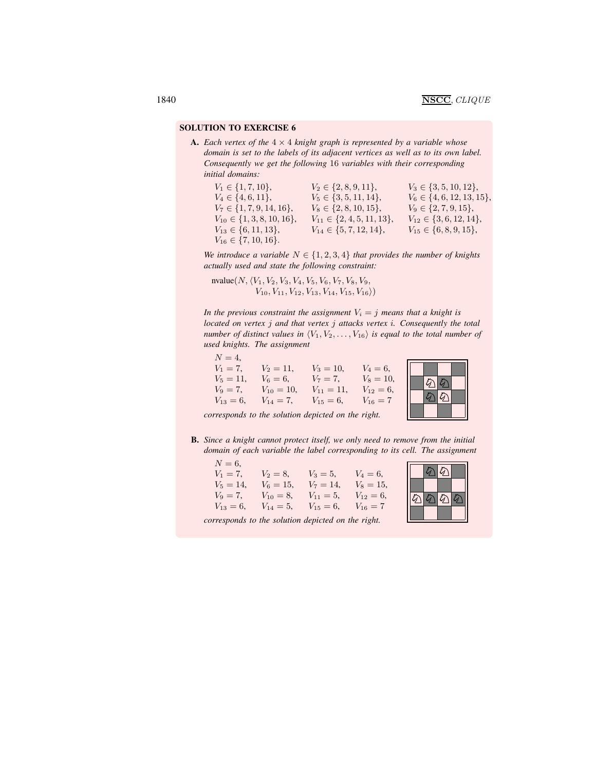## SOLUTION TO EXERCISE 6

**A.** *Each vertex of the $4 \times 4$ knight graph is represented by a variable whose domain is set to the labels of its adjacent vertices as well as to its own label. Consequently we get the following 16 variables with their corresponding initial domains:*

$V_1 \in \{1, 7, 10\}$, $V_2 \in \{2, 8, 9, 11\}$, $V_3 \in \{3, 5, 10, 12\}$,
$V_4 \in \{4, 6, 11\}$, $V_5 \in \{3, 5, 11, 14\}$, $V_6 \in \{4, 6, 12, 13, 15\}$,
$V_7 \in \{1, 7, 9, 14, 16\}$, $V_8 \in \{2, 8, 10, 15\}$, $V_9 \in \{2, 7, 9, 15\}$,
$V_{10} \in \{1, 3, 8, 10, 16\}$, $V_{11} \in \{2, 4, 5, 11, 13\}$, $V_{12} \in \{3, 6, 12, 14\}$,
$V_{13} \in \{6, 11, 13\}$, $V_{14} \in \{5, 7, 12, 14\}$, $V_{15} \in \{6, 8, 9, 15\}$,
$V_{16} \in \{7, 10, 16\}$.

*We introduce a variable $N \in \{1, 2, 3, 4\}$ that provides the number of knights actually used and state the following constraint:*

$$\text{nvalue}(N, \langle V_1, V_2, V_3, V_4, V_5, V_6, V_7, V_8, V_9, V_{10}, V_{11}, V_{12}, V_{13}, V_{14}, V_{15}, V_{16}\rangle)$$

*In the previous constraint the assignment $V_i = j$ means that a knight is located on vertex $j$ and that vertex $j$ attacks vertex $i$. Consequently the total number of distinct values in $\langle V_1, V_2, \ldots, V_{16}\rangle$ is equal to the total number of used knights. The assignment*

$N = 4$,
$V_1 = 7$, $V_2 = 11$, $V_3 = 10$, $V_4 = 6$,
$V_5 = 11$, $V_6 = 6$, $V_7 = 7$, $V_8 = 10$,
$V_9 = 7$, $V_{10} = 10$, $V_{11} = 11$, $V_{12} = 6$,
$V_{13} = 6$, $V_{14} = 7$, $V_{15} = 6$, $V_{16} = 7$

*corresponds to the solution depicted on the right.*

**B.** *Since a knight cannot protect itself, we only need to remove from the initial domain of each variable the label corresponding to its cell. The assignment*

$N = 6$,
$V_1 = 7$, $V_2 = 8$, $V_3 = 5$, $V_4 = 6$,
$V_5 = 14$, $V_6 = 15$, $V_7 = 14$, $V_8 = 15$,
$V_9 = 7$, $V_{10} = 8$, $V_{11} = 5$, $V_{12} = 6$,
$V_{13} = 6$, $V_{14} = 5$, $V_{15} = 6$, $V_{16} = 7$

*corresponds to the solution depicted on the right.*